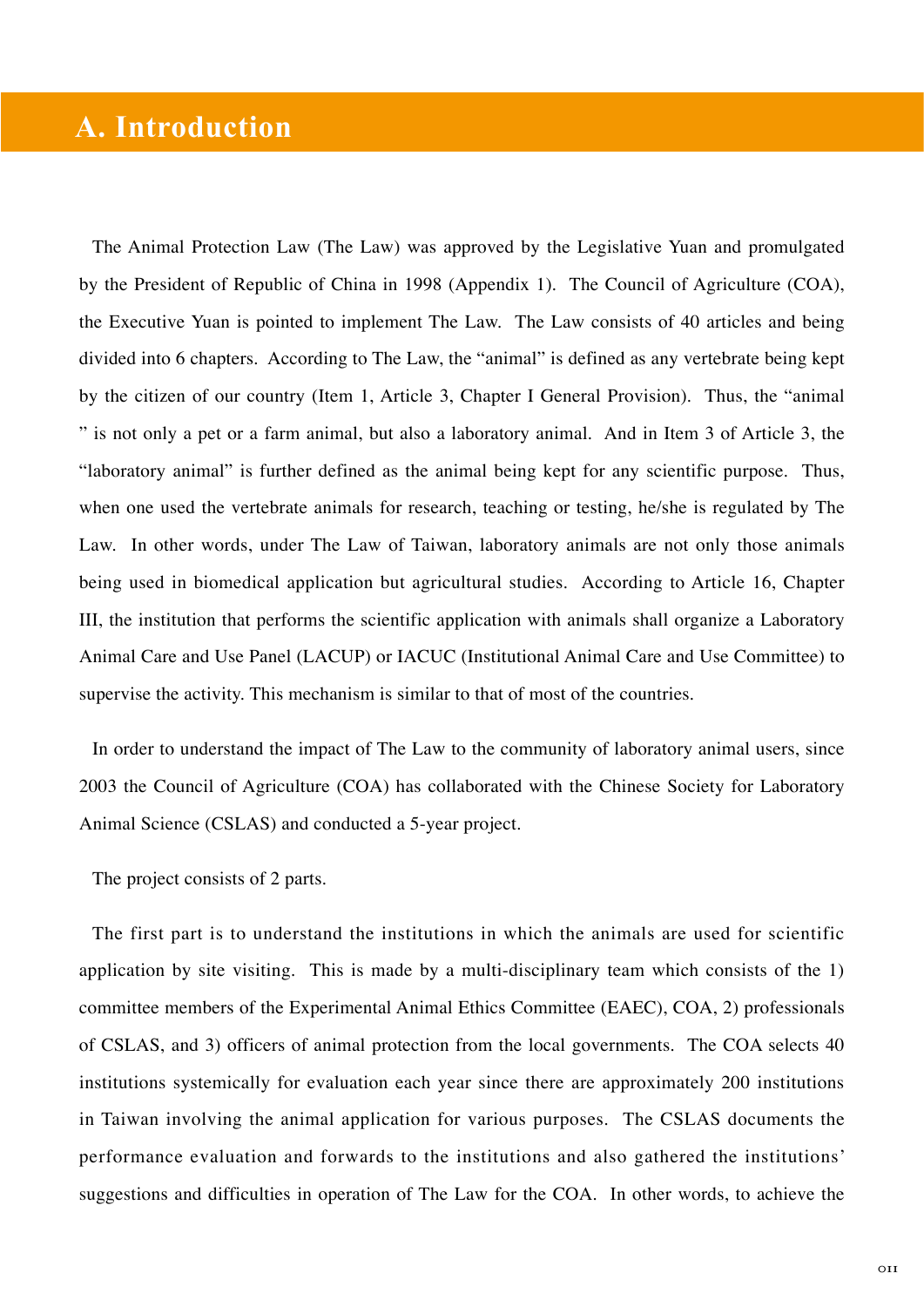# A. Introduction

The Animal Protection Law (The Law) was approved by the Legislative Yuan and promulgated by the President of Republic of China in 1998 (Appendix 1). The Council of Agriculture (COA), the Executive Yuan is pointed to implement The Law. The Law consists of 40 articles and being divided into 6 chapters. According to The Law, the "animal" is defined as any vertebrate being kept by the citizen of our country (Item 1, Article 3, Chapter I General Provision). Thus, the "animal " is not only a pet or a farm animal, but also a laboratory animal. And in Item 3 of Article 3, the "laboratory animal" is further defined as the animal being kept for any scientific purpose. Thus, when one used the vertebrate animals for research, teaching or testing, he/she is regulated by The Law. In other words, under The Law of Taiwan, laboratory animals are not only those animals being used in biomedical application but agricultural studies. According to Article 16, Chapter III, the institution that performs the scientific application with animals shall organize a Laboratory Animal Care and Use Panel (LACUP) or IACUC (Institutional Animal Care and Use Committee) to supervise the activity. This mechanism is similar to that of most of the countries.

In order to understand the impact of The Law to the community of laboratory animal users, since 2003 the Council of Agriculture (COA) has collaborated with the Chinese Society for Laboratory Animal Science (CSLAS) and conducted a 5-year project.

The project consists of 2 parts.

The first part is to understand the institutions in which the animals are used for scientific application by site visiting. This is made by a multi-disciplinary team which consists of the 1) committee members of the Experimental Animal Ethics Committee (EAEC), COA, 2) professionals of CSLAS, and 3) officers of animal protection from the local governments. The COA selects 40 institutions systemically for evaluation each year since there are approximately 200 institutions in Taiwan involving the animal application for various purposes. The CSLAS documents the performance evaluation and forwards to the institutions and also gathered the institutions' suggestions and difficulties in operation of The Law for the COA. In other words, to achieve the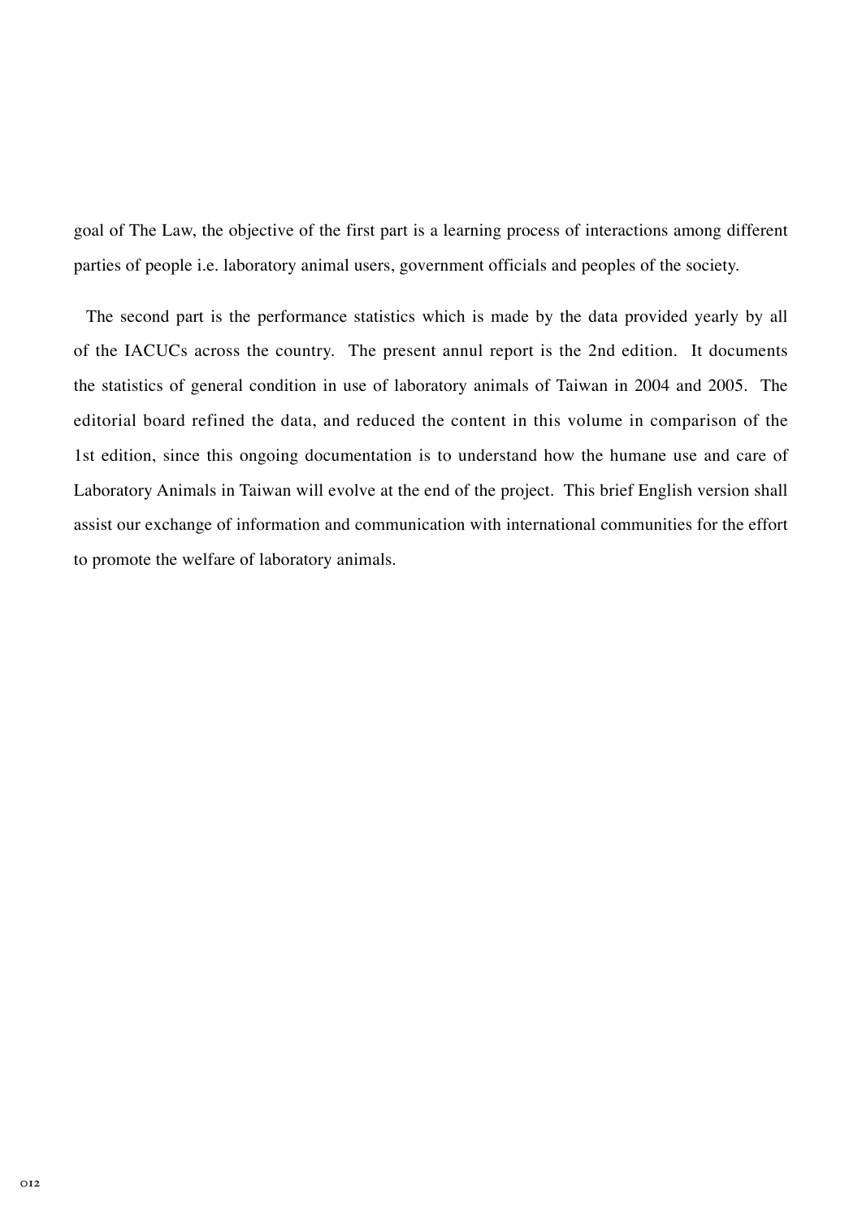goal of The Law, the objective of the first part is a learning process of interactions among different parties of people i.e. laboratory animal users, government officials and peoples of the society.

The second part is the performance statistics which is made by the data provided yearly by all of the IACUCs across the country. The present annul report is the 2nd edition. It documents the statistics of general condition in use of laboratory animals of Taiwan in 2004 and 2005. The editorial board refined the data, and reduced the content in this volume in comparison of the 1st edition, since this ongoing documentation is to understand how the humane use and care of Laboratory Animals in Taiwan will evolve at the end of the project. This brief English version shall assist our exchange of information and communication with international communities for the effort to promote the welfare of laboratory animals.